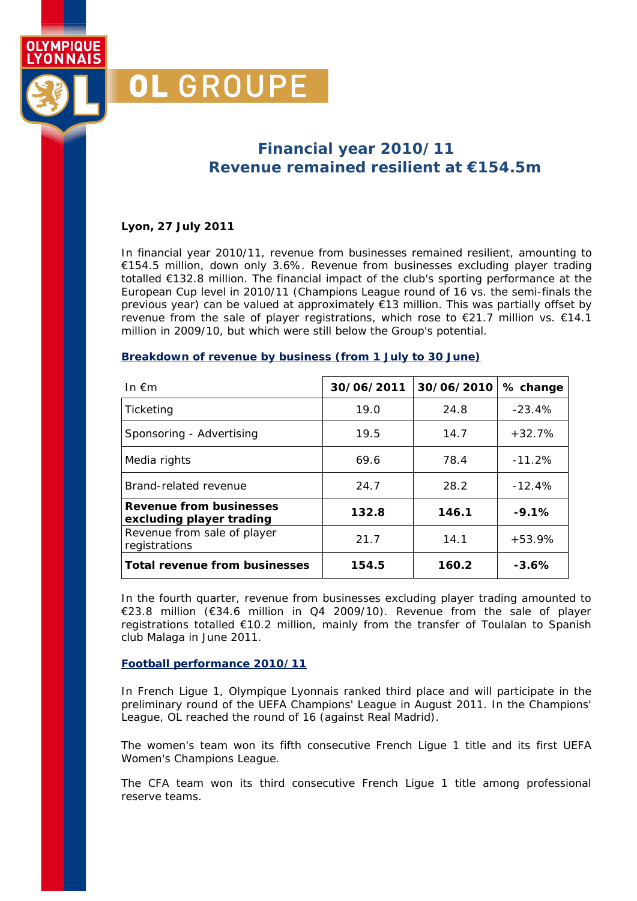OLYMPIQUE LYONNAIS

OL GROUPE

# Financial year 2010/11
# Revenue remained resilient at €154.5m

**Lyon, 27 July 2011**

In financial year 2010/11, revenue from businesses remained resilient, amounting to €154.5 million, down only 3.6%. Revenue from businesses excluding player trading totalled €132.8 million. The financial impact of the club's sporting performance at the European Cup level in 2010/11 (Champions League round of 16 vs. the semi-finals the previous year) can be valued at approximately €13 million. This was partially offset by revenue from the sale of player registrations, which rose to €21.7 million vs. €14.1 million in 2009/10, but which were still below the Group's potential.

## Breakdown of revenue by business (from 1 July to 30 June)

| In €m | 30/06/2011 | 30/06/2010 | % change |
|---|---|---|---|
| Ticketing | 19.0 | 24.8 | -23.4% |
| Sponsoring - Advertising | 19.5 | 14.7 | +32.7% |
| Media rights | 69.6 | 78.4 | -11.2% |
| Brand-related revenue | 24.7 | 28.2 | -12.4% |
| **Revenue from businesses excluding player trading** | **132.8** | **146.1** | **-9.1%** |
| Revenue from sale of player registrations | 21.7 | 14.1 | +53.9% |
| **Total revenue from businesses** | **154.5** | **160.2** | **-3.6%** |

In the fourth quarter, revenue from businesses excluding player trading amounted to €23.8 million (€34.6 million in Q4 2009/10). Revenue from the sale of player registrations totalled €10.2 million, mainly from the transfer of Toulalan to Spanish club Malaga in June 2011.

## Football performance 2010/11

In French Ligue 1, Olympique Lyonnais ranked third place and will participate in the preliminary round of the UEFA Champions' League in August 2011. In the Champions' League, OL reached the round of 16 (against Real Madrid).

The women's team won its fifth consecutive French Ligue 1 title and its first UEFA Women's Champions League.

The CFA team won its third consecutive French Ligue 1 title among professional reserve teams.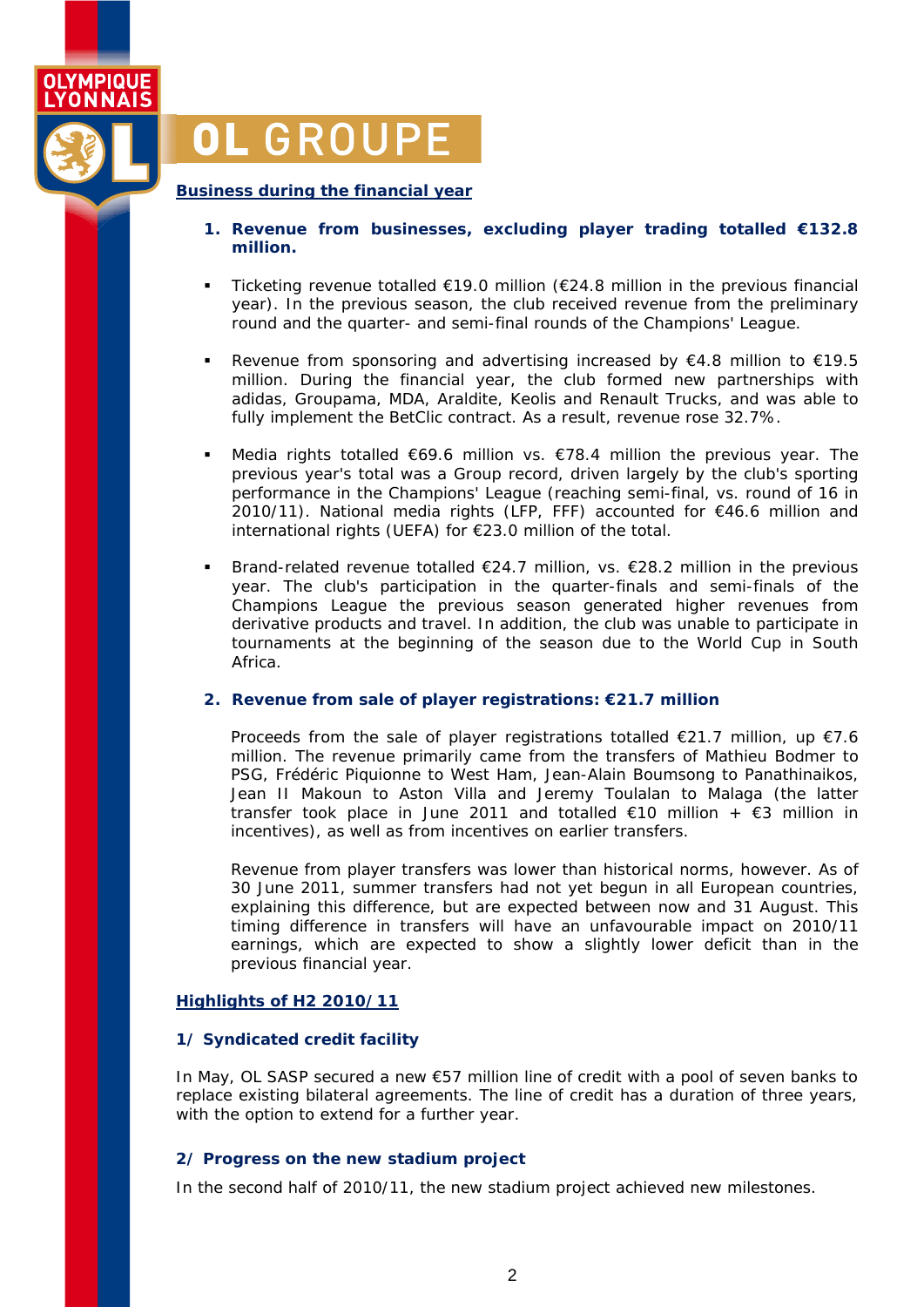## Business during the financial year

### 1. Revenue from businesses, excluding player trading totalled €132.8 million.

- Ticketing revenue totalled €19.0 million (€24.8 million in the previous financial year). In the previous season, the club received revenue from the preliminary round and the quarter- and semi-final rounds of the Champions' League.

- Revenue from sponsoring and advertising increased by €4.8 million to €19.5 million. During the financial year, the club formed new partnerships with adidas, Groupama, MDA, Araldite, Keolis and Renault Trucks, and was able to fully implement the BetClic contract. As a result, revenue rose 32.7%.

- Media rights totalled €69.6 million vs. €78.4 million the previous year. The previous year's total was a Group record, driven largely by the club's sporting performance in the Champions' League (reaching semi-final, vs. round of 16 in 2010/11). National media rights (LFP, FFF) accounted for €46.6 million and international rights (UEFA) for €23.0 million of the total.

- Brand-related revenue totalled €24.7 million, vs. €28.2 million in the previous year. The club's participation in the quarter-finals and semi-finals of the Champions League the previous season generated higher revenues from derivative products and travel. In addition, the club was unable to participate in tournaments at the beginning of the season due to the World Cup in South Africa.

### 2. Revenue from sale of player registrations: €21.7 million

Proceeds from the sale of player registrations totalled €21.7 million, up €7.6 million. The revenue primarily came from the transfers of Mathieu Bodmer to PSG, Frédéric Piquionne to West Ham, Jean-Alain Boumsong to Panathinaikos, Jean II Makoun to Aston Villa and Jeremy Toulalan to Malaga (the latter transfer took place in June 2011 and totalled €10 million + €3 million in incentives), as well as from incentives on earlier transfers.

Revenue from player transfers was lower than historical norms, however. As of 30 June 2011, summer transfers had not yet begun in all European countries, explaining this difference, but are expected between now and 31 August. This timing difference in transfers will have an unfavourable impact on 2010/11 earnings, which are expected to show a slightly lower deficit than in the previous financial year.

## Highlights of H2 2010/11

### 1/ Syndicated credit facility

In May, OL SASP secured a new €57 million line of credit with a pool of seven banks to replace existing bilateral agreements. The line of credit has a duration of three years, with the option to extend for a further year.

### 2/ Progress on the new stadium project

In the second half of 2010/11, the new stadium project achieved new milestones.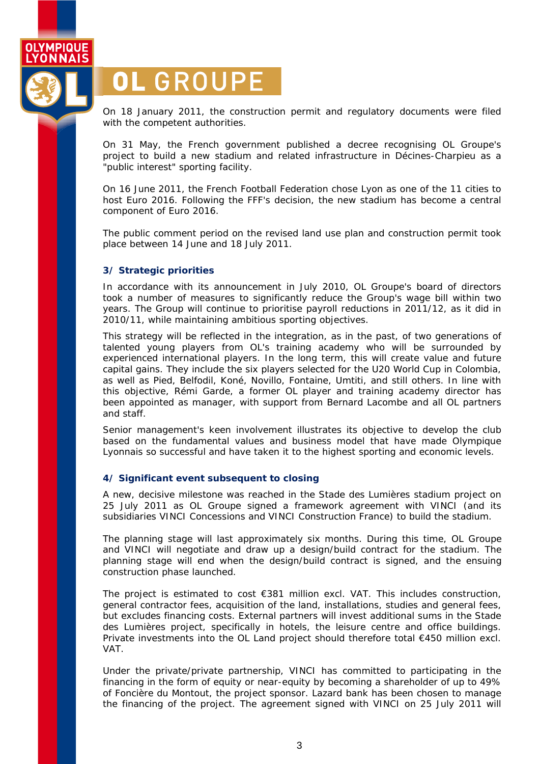# OL GROUPE

On 18 January 2011, the construction permit and regulatory documents were filed with the competent authorities.

On 31 May, the French government published a decree recognising OL Groupe's project to build a new stadium and related infrastructure in Décines-Charpieu as a "public interest" sporting facility.

On 16 June 2011, the French Football Federation chose Lyon as one of the 11 cities to host Euro 2016. Following the FFF's decision, the new stadium has become a central component of Euro 2016.

The public comment period on the revised land use plan and construction permit took place between 14 June and 18 July 2011.

### 3/ Strategic priorities

In accordance with its announcement in July 2010, OL Groupe's board of directors took a number of measures to significantly reduce the Group's wage bill within two years. The Group will continue to prioritise payroll reductions in 2011/12, as it did in 2010/11, while maintaining ambitious sporting objectives.

This strategy will be reflected in the integration, as in the past, of two generations of talented young players from OL's training academy who will be surrounded by experienced international players. In the long term, this will create value and future capital gains. They include the six players selected for the U20 World Cup in Colombia, as well as Pied, Belfodil, Koné, Novillo, Fontaine, Umtiti, and still others. In line with this objective, Rémi Garde, a former OL player and training academy director has been appointed as manager, with support from Bernard Lacombe and all OL partners and staff.

Senior management's keen involvement illustrates its objective to develop the club based on the fundamental values and business model that have made Olympique Lyonnais so successful and have taken it to the highest sporting and economic levels.

### 4/ Significant event subsequent to closing

A new, decisive milestone was reached in the Stade des Lumières stadium project on 25 July 2011 as OL Groupe signed a framework agreement with VINCI (and its subsidiaries VINCI Concessions and VINCI Construction France) to build the stadium.

The planning stage will last approximately six months. During this time, OL Groupe and VINCI will negotiate and draw up a design/build contract for the stadium. The planning stage will end when the design/build contract is signed, and the ensuing construction phase launched.

The project is estimated to cost €381 million excl. VAT. This includes construction, general contractor fees, acquisition of the land, installations, studies and general fees, but excludes financing costs. External partners will invest additional sums in the Stade des Lumières project, specifically in hotels, the leisure centre and office buildings. Private investments into the OL Land project should therefore total €450 million excl. VAT.

Under the private/private partnership, VINCI has committed to participating in the financing in the form of equity or near-equity by becoming a shareholder of up to 49% of Foncière du Montout, the project sponsor. Lazard bank has been chosen to manage the financing of the project. The agreement signed with VINCI on 25 July 2011 will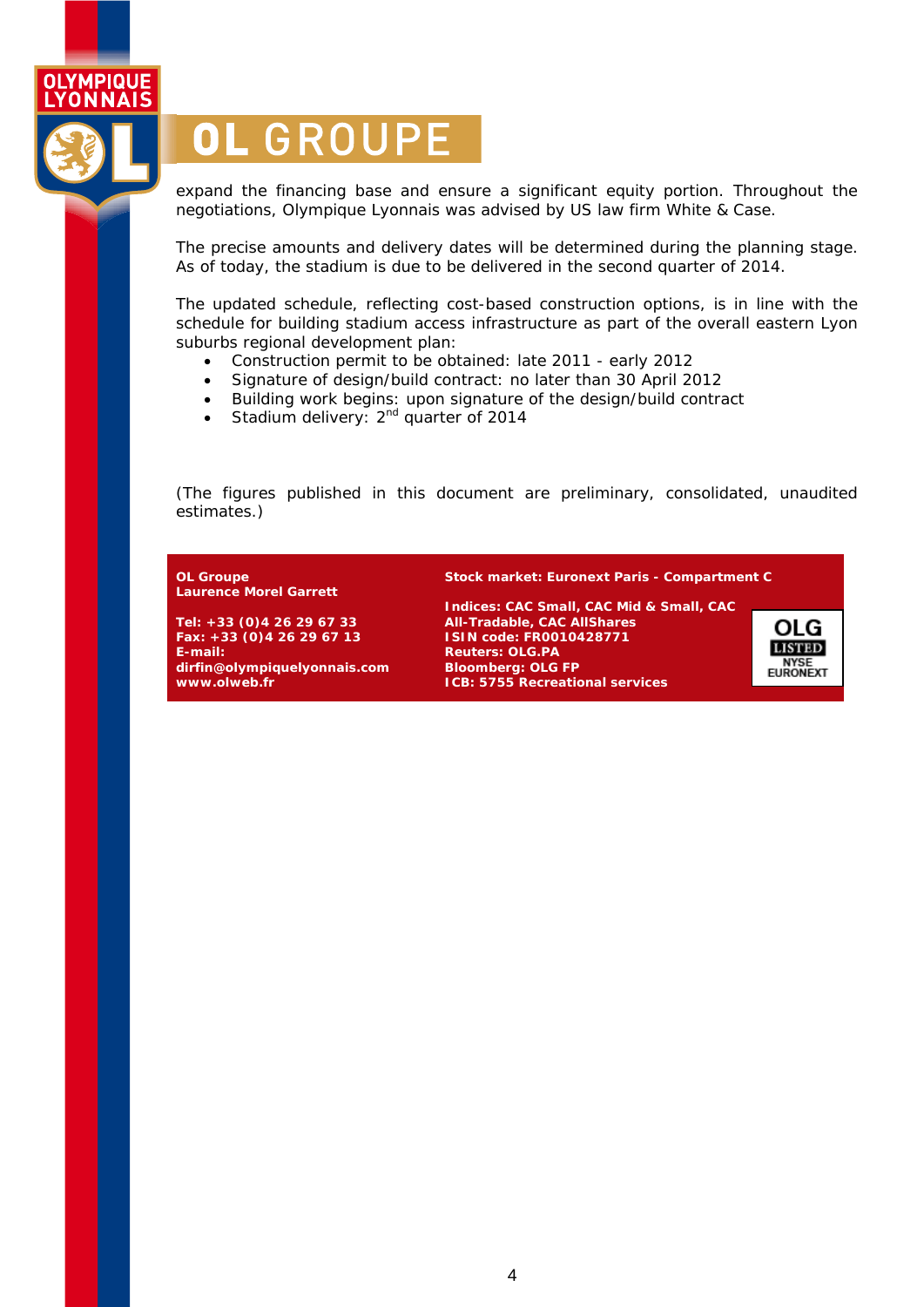expand the financing base and ensure a significant equity portion. Throughout the negotiations, Olympique Lyonnais was advised by US law firm White & Case.

The precise amounts and delivery dates will be determined during the planning stage. As of today, the stadium is due to be delivered in the second quarter of 2014.

The updated schedule, reflecting cost-based construction options, is in line with the schedule for building stadium access infrastructure as part of the overall eastern Lyon suburbs regional development plan:

- Construction permit to be obtained: late 2011 - early 2012
- Signature of design/build contract: no later than 30 April 2012
- Building work begins: upon signature of the design/build contract
- Stadium delivery: 2nd quarter of 2014

(The figures published in this document are preliminary, consolidated, unaudited estimates.)

**OL Groupe**
**Laurence Morel Garrett**

**Tel: +33 (0)4 26 29 67 33**
**Fax: +33 (0)4 26 29 67 13**
**E-mail:**
**dirfin@olympiquelyonnais.com**
**www.olweb.fr**

**Stock market: Euronext Paris - Compartment C**

**Indices: CAC Small, CAC Mid & Small, CAC All-Tradable, CAC AllShares**
**ISIN code: FR0010428771**
**Reuters: OLG.PA**
**Bloomberg: OLG FP**
**ICB: 5755 Recreational services**

OLG LISTED NYSE EURONEXT